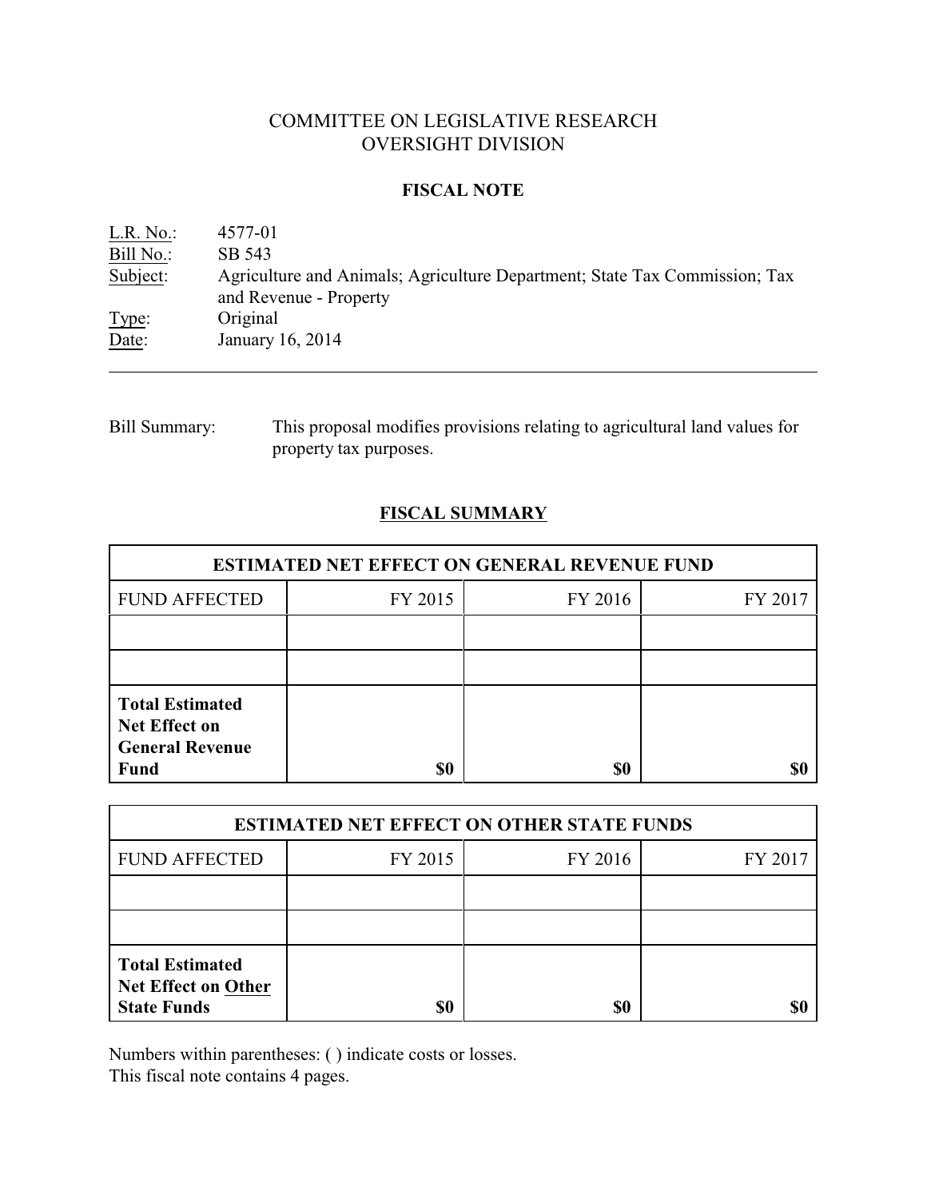# COMMITTEE ON LEGISLATIVE RESEARCH
# OVERSIGHT DIVISION

## FISCAL NOTE

| | |
|---|---|
| L.R. No.: | 4577-01 |
| Bill No.: | SB 543 |
| Subject: | Agriculture and Animals; Agriculture Department; State Tax Commission; Tax and Revenue - Property |
| Type: | Original |
| Date: | January 16, 2014 |

Bill Summary: This proposal modifies provisions relating to agricultural land values for property tax purposes.

## FISCAL SUMMARY

| ESTIMATED NET EFFECT ON GENERAL REVENUE FUND | | | |
|---|---|---|---|
| FUND AFFECTED | FY 2015 | FY 2016 | FY 2017 |
| | | | |
| | | | |
| **Total Estimated Net Effect on General Revenue Fund** | **$0** | **$0** | **$0** |

| ESTIMATED NET EFFECT ON OTHER STATE FUNDS | | | |
|---|---|---|---|
| FUND AFFECTED | FY 2015 | FY 2016 | FY 2017 |
| | | | |
| | | | |
| **Total Estimated Net Effect on Other State Funds** | **$0** | **$0** | **$0** |

Numbers within parentheses: ( ) indicate costs or losses.
This fiscal note contains 4 pages.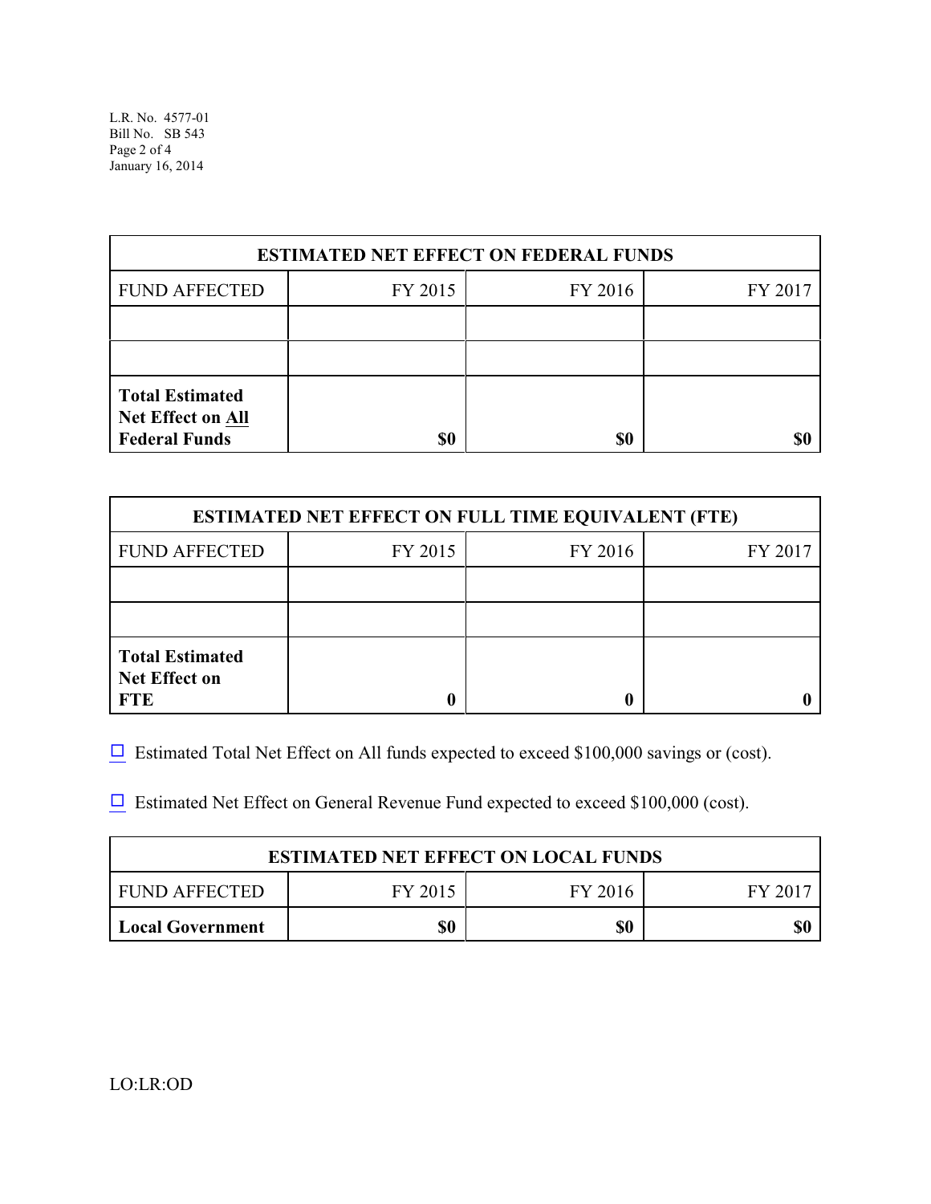| ESTIMATED NET EFFECT ON FEDERAL FUNDS | | | |
|---|---|---|---|
| FUND AFFECTED | FY 2015 | FY 2016 | FY 2017 |
| | | | |
| | | | |
| **Total Estimated Net Effect on All Federal Funds** | **$0** | **$0** | **$0** |

| ESTIMATED NET EFFECT ON FULL TIME EQUIVALENT (FTE) | | | |
|---|---|---|---|
| FUND AFFECTED | FY 2015 | FY 2016 | FY 2017 |
| | | | |
| | | | |
| **Total Estimated Net Effect on FTE** | **0** | **0** | **0** |

☐ Estimated Total Net Effect on All funds expected to exceed $100,000 savings or (cost).

☐ Estimated Net Effect on General Revenue Fund expected to exceed $100,000 (cost).

| ESTIMATED NET EFFECT ON LOCAL FUNDS | | | |
|---|---|---|---|
| FUND AFFECTED | FY 2015 | FY 2016 | FY 2017 |
| **Local Government** | **$0** | **$0** | **$0** |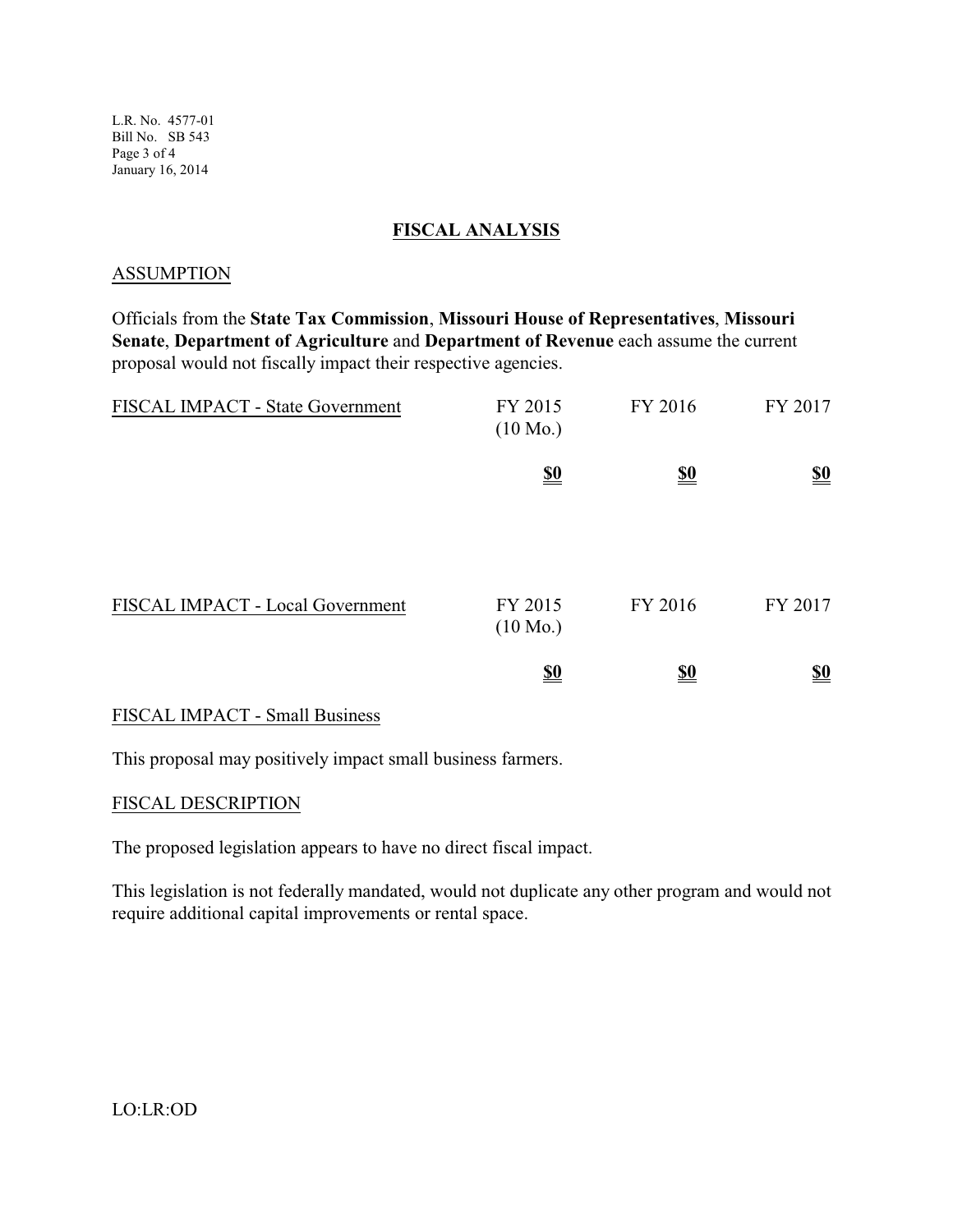## FISCAL ANALYSIS

### ASSUMPTION

Officials from the **State Tax Commission**, **Missouri House of Representatives**, **Missouri Senate**, **Department of Agriculture** and **Department of Revenue** each assume the current proposal would not fiscally impact their respective agencies.

| FISCAL IMPACT - State Government | FY 2015 (10 Mo.) | FY 2016 | FY 2017 |
|---|---|---|---|
| | **$0** | **$0** | **$0** |

| FISCAL IMPACT - Local Government | FY 2015 (10 Mo.) | FY 2016 | FY 2017 |
|---|---|---|---|
| | **$0** | **$0** | **$0** |

### FISCAL IMPACT - Small Business

This proposal may positively impact small business farmers.

### FISCAL DESCRIPTION

The proposed legislation appears to have no direct fiscal impact.

This legislation is not federally mandated, would not duplicate any other program and would not require additional capital improvements or rental space.

LO:LR:OD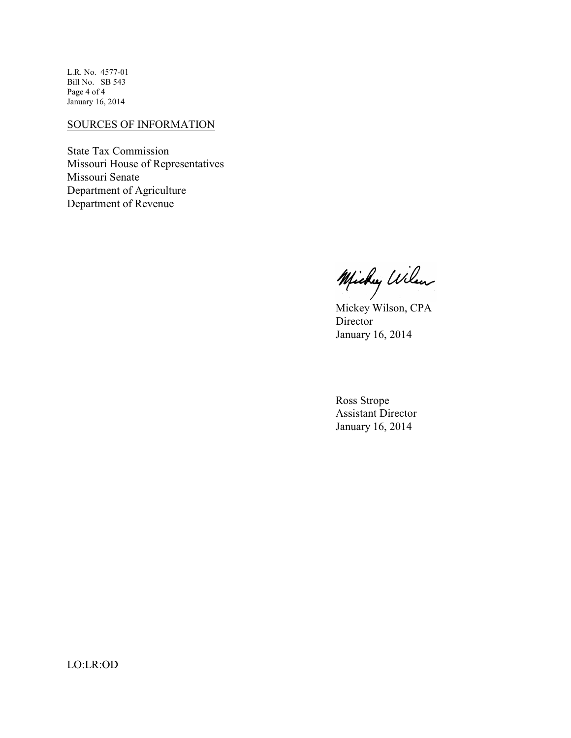## SOURCES OF INFORMATION

State Tax Commission
Missouri House of Representatives
Missouri Senate
Department of Agriculture
Department of Revenue

Mickey Wilson, CPA
Director
January 16, 2014

Ross Strope
Assistant Director
January 16, 2014

LO:LR:OD